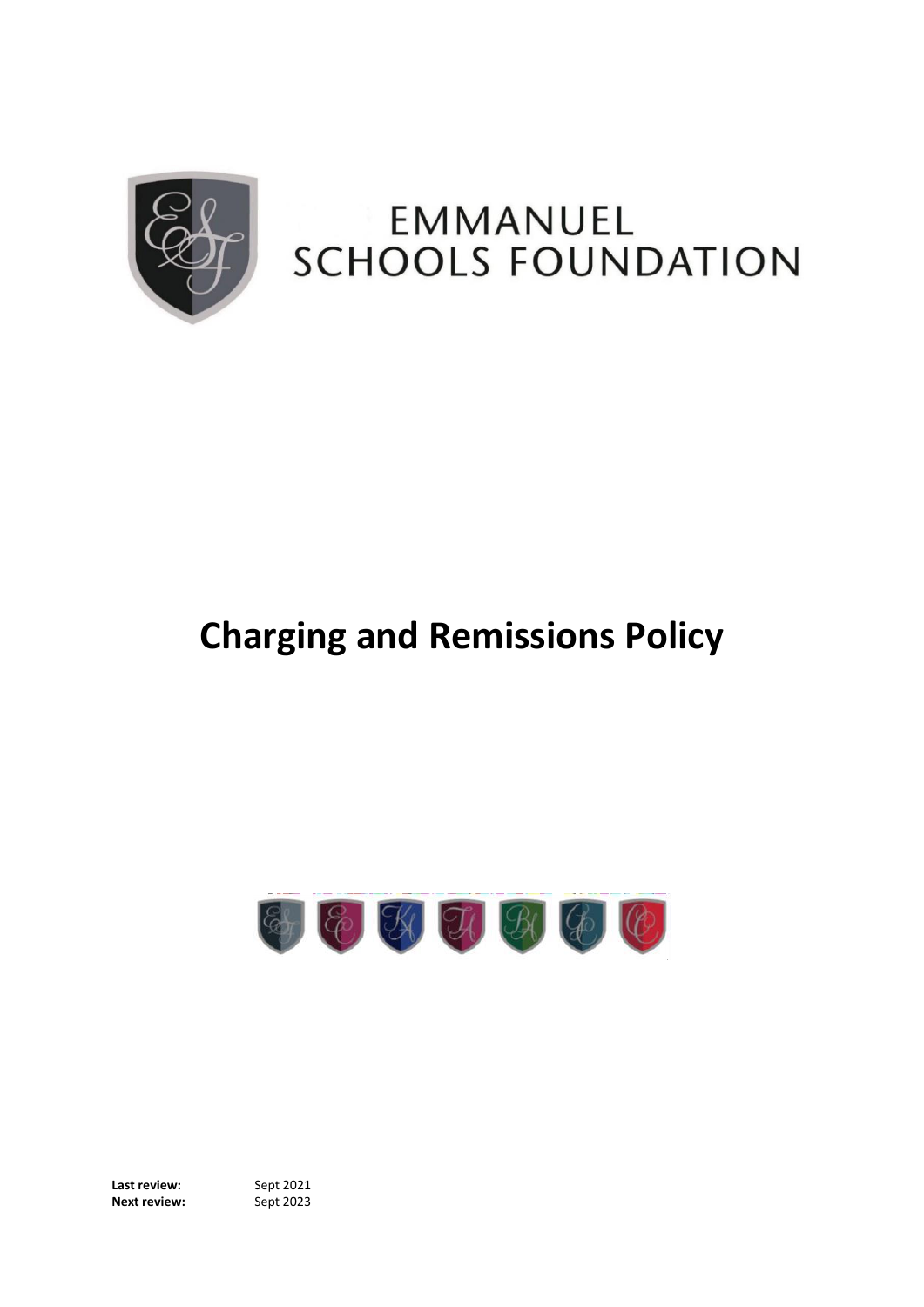EMMANUEL
SCHOOLS FOUNDATION

# Charging and Remissions Policy

**Last review:** Sept 2021
**Next review:** Sept 2023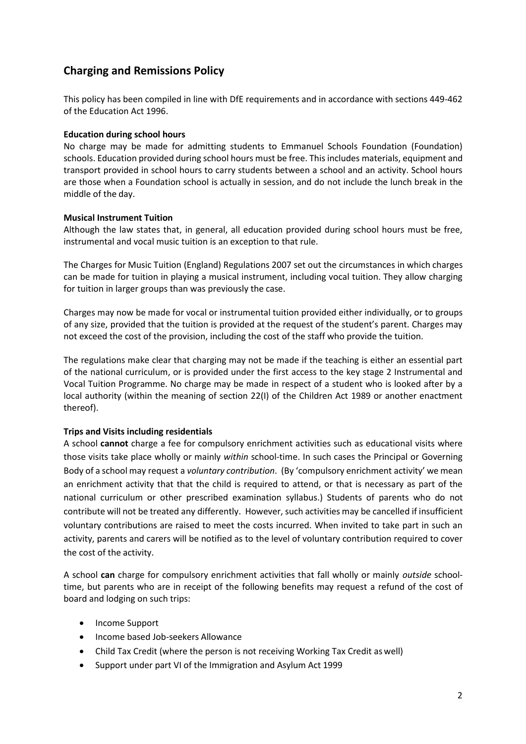## Charging and Remissions Policy

This policy has been compiled in line with DfE requirements and in accordance with sections 449-462 of the Education Act 1996.

**Education during school hours**
No charge may be made for admitting students to Emmanuel Schools Foundation (Foundation) schools. Education provided during school hours must be free. This includes materials, equipment and transport provided in school hours to carry students between a school and an activity. School hours are those when a Foundation school is actually in session, and do not include the lunch break in the middle of the day.

**Musical Instrument Tuition**
Although the law states that, in general, all education provided during school hours must be free, instrumental and vocal music tuition is an exception to that rule.

The Charges for Music Tuition (England) Regulations 2007 set out the circumstances in which charges can be made for tuition in playing a musical instrument, including vocal tuition. They allow charging for tuition in larger groups than was previously the case.

Charges may now be made for vocal or instrumental tuition provided either individually, or to groups of any size, provided that the tuition is provided at the request of the student's parent. Charges may not exceed the cost of the provision, including the cost of the staff who provide the tuition.

The regulations make clear that charging may not be made if the teaching is either an essential part of the national curriculum, or is provided under the first access to the key stage 2 Instrumental and Vocal Tuition Programme. No charge may be made in respect of a student who is looked after by a local authority (within the meaning of section 22(I) of the Children Act 1989 or another enactment thereof).

**Trips and Visits including residentials**
A school **cannot** charge a fee for compulsory enrichment activities such as educational visits where those visits take place wholly or mainly *within* school-time. In such cases the Principal or Governing Body of a school may request a *voluntary contribution*. (By 'compulsory enrichment activity' we mean an enrichment activity that that the child is required to attend, or that is necessary as part of the national curriculum or other prescribed examination syllabus.) Students of parents who do not contribute will not be treated any differently. However, such activities may be cancelled if insufficient voluntary contributions are raised to meet the costs incurred. When invited to take part in such an activity, parents and carers will be notified as to the level of voluntary contribution required to cover the cost of the activity.

A school **can** charge for compulsory enrichment activities that fall wholly or mainly *outside* school-time, but parents who are in receipt of the following benefits may request a refund of the cost of board and lodging on such trips:

- Income Support
- Income based Job-seekers Allowance
- Child Tax Credit (where the person is not receiving Working Tax Credit as well)
- Support under part VI of the Immigration and Asylum Act 1999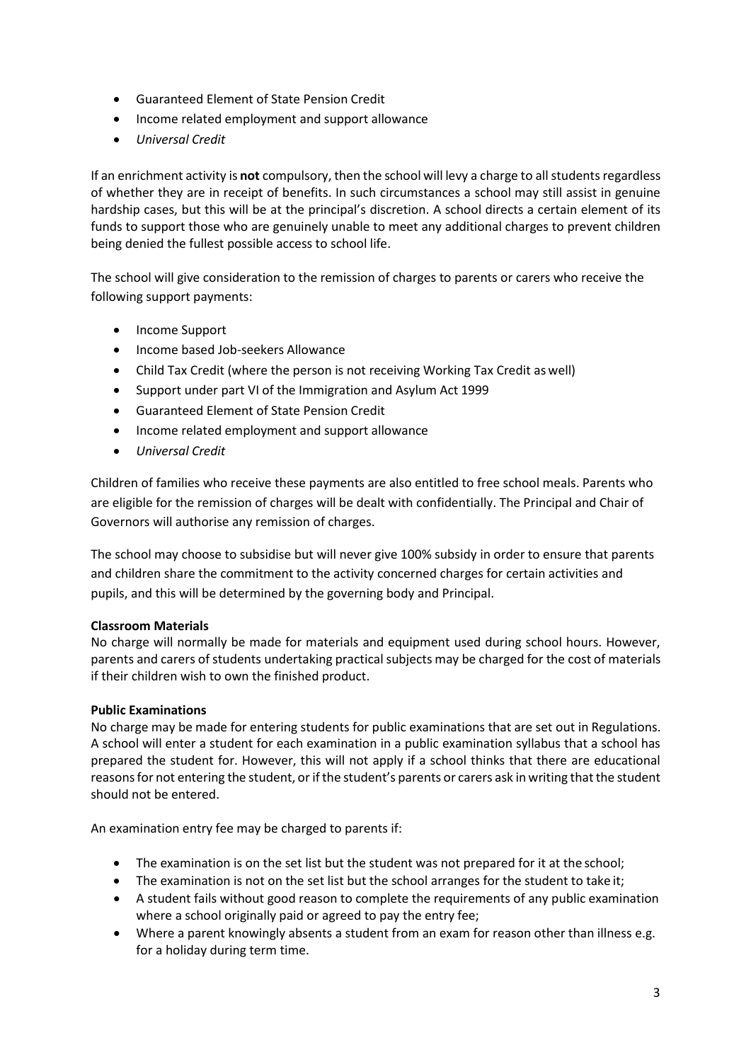- Guaranteed Element of State Pension Credit
- Income related employment and support allowance
- *Universal Credit*

If an enrichment activity is **not** compulsory, then the school will levy a charge to all students regardless of whether they are in receipt of benefits. In such circumstances a school may still assist in genuine hardship cases, but this will be at the principal's discretion. A school directs a certain element of its funds to support those who are genuinely unable to meet any additional charges to prevent children being denied the fullest possible access to school life.

The school will give consideration to the remission of charges to parents or carers who receive the following support payments:

- Income Support
- Income based Job-seekers Allowance
- Child Tax Credit (where the person is not receiving Working Tax Credit as well)
- Support under part VI of the Immigration and Asylum Act 1999
- Guaranteed Element of State Pension Credit
- Income related employment and support allowance
- *Universal Credit*

Children of families who receive these payments are also entitled to free school meals. Parents who are eligible for the remission of charges will be dealt with confidentially. The Principal and Chair of Governors will authorise any remission of charges.

The school may choose to subsidise but will never give 100% subsidy in order to ensure that parents and children share the commitment to the activity concerned charges for certain activities and pupils, and this will be determined by the governing body and Principal.

**Classroom Materials**
No charge will normally be made for materials and equipment used during school hours. However, parents and carers of students undertaking practical subjects may be charged for the cost of materials if their children wish to own the finished product.

**Public Examinations**
No charge may be made for entering students for public examinations that are set out in Regulations. A school will enter a student for each examination in a public examination syllabus that a school has prepared the student for. However, this will not apply if a school thinks that there are educational reasons for not entering the student, or if the student's parents or carers ask in writing that the student should not be entered.

An examination entry fee may be charged to parents if:

- The examination is on the set list but the student was not prepared for it at the school;
- The examination is not on the set list but the school arranges for the student to take it;
- A student fails without good reason to complete the requirements of any public examination where a school originally paid or agreed to pay the entry fee;
- Where a parent knowingly absents a student from an exam for reason other than illness e.g. for a holiday during term time.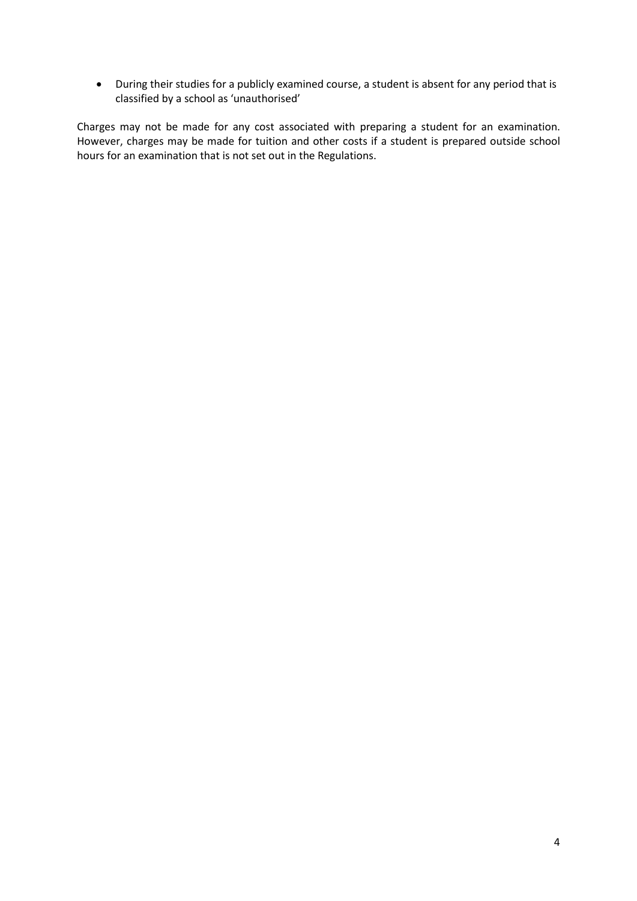- During their studies for a publicly examined course, a student is absent for any period that is classified by a school as 'unauthorised'

Charges may not be made for any cost associated with preparing a student for an examination. However, charges may be made for tuition and other costs if a student is prepared outside school hours for an examination that is not set out in the Regulations.